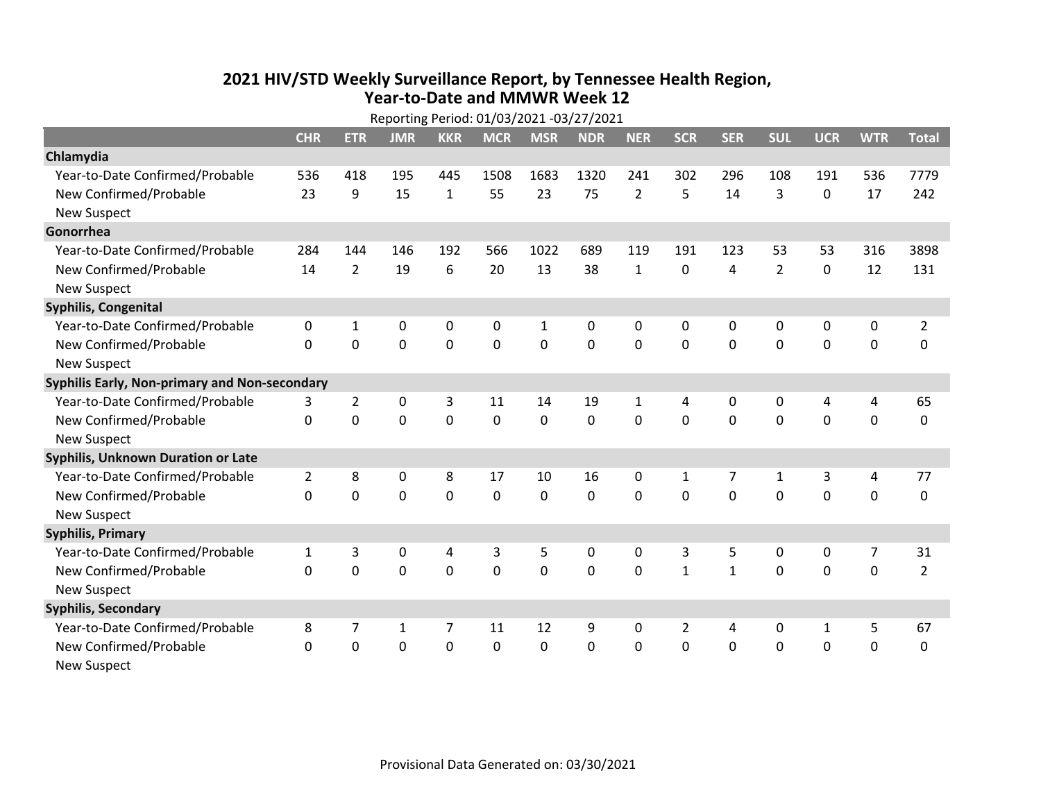# 2021 HIV/STD Weekly Surveillance Report, by Tennessee Health Region, Year-to-Date and MMWR Week 12

Reporting Period: 01/03/2021 -03/27/2021

| | CHR | ETR | JMR | KKR | MCR | MSR | NDR | NER | SCR | SER | SUL | UCR | WTR | Total |
|---|---|---|---|---|---|---|---|---|---|---|---|---|---|---|
| **Chlamydia** | | | | | | | | | | | | | | |
| Year-to-Date Confirmed/Probable | 536 | 418 | 195 | 445 | 1508 | 1683 | 1320 | 241 | 302 | 296 | 108 | 191 | 536 | 7779 |
| New Confirmed/Probable | 23 | 9 | 15 | 1 | 55 | 23 | 75 | 2 | 5 | 14 | 3 | 0 | 17 | 242 |
| New Suspect | | | | | | | | | | | | | | |
| **Gonorrhea** | | | | | | | | | | | | | | |
| Year-to-Date Confirmed/Probable | 284 | 144 | 146 | 192 | 566 | 1022 | 689 | 119 | 191 | 123 | 53 | 53 | 316 | 3898 |
| New Confirmed/Probable | 14 | 2 | 19 | 6 | 20 | 13 | 38 | 1 | 0 | 4 | 2 | 0 | 12 | 131 |
| New Suspect | | | | | | | | | | | | | | |
| **Syphilis, Congenital** | | | | | | | | | | | | | | |
| Year-to-Date Confirmed/Probable | 0 | 1 | 0 | 0 | 0 | 1 | 0 | 0 | 0 | 0 | 0 | 0 | 0 | 2 |
| New Confirmed/Probable | 0 | 0 | 0 | 0 | 0 | 0 | 0 | 0 | 0 | 0 | 0 | 0 | 0 | 0 |
| New Suspect | | | | | | | | | | | | | | |
| **Syphilis Early, Non-primary and Non-secondary** | | | | | | | | | | | | | | |
| Year-to-Date Confirmed/Probable | 3 | 2 | 0 | 3 | 11 | 14 | 19 | 1 | 4 | 0 | 0 | 4 | 4 | 65 |
| New Confirmed/Probable | 0 | 0 | 0 | 0 | 0 | 0 | 0 | 0 | 0 | 0 | 0 | 0 | 0 | 0 |
| New Suspect | | | | | | | | | | | | | | |
| **Syphilis, Unknown Duration or Late** | | | | | | | | | | | | | | |
| Year-to-Date Confirmed/Probable | 2 | 8 | 0 | 8 | 17 | 10 | 16 | 0 | 1 | 7 | 1 | 3 | 4 | 77 |
| New Confirmed/Probable | 0 | 0 | 0 | 0 | 0 | 0 | 0 | 0 | 0 | 0 | 0 | 0 | 0 | 0 |
| New Suspect | | | | | | | | | | | | | | |
| **Syphilis, Primary** | | | | | | | | | | | | | | |
| Year-to-Date Confirmed/Probable | 1 | 3 | 0 | 4 | 3 | 5 | 0 | 0 | 3 | 5 | 0 | 0 | 7 | 31 |
| New Confirmed/Probable | 0 | 0 | 0 | 0 | 0 | 0 | 0 | 0 | 1 | 1 | 0 | 0 | 0 | 2 |
| New Suspect | | | | | | | | | | | | | | |
| **Syphilis, Secondary** | | | | | | | | | | | | | | |
| Year-to-Date Confirmed/Probable | 8 | 7 | 1 | 7 | 11 | 12 | 9 | 0 | 2 | 4 | 0 | 1 | 5 | 67 |
| New Confirmed/Probable | 0 | 0 | 0 | 0 | 0 | 0 | 0 | 0 | 0 | 0 | 0 | 0 | 0 | 0 |
| New Suspect | | | | | | | | | | | | | | |

Provisional Data Generated on: 03/30/2021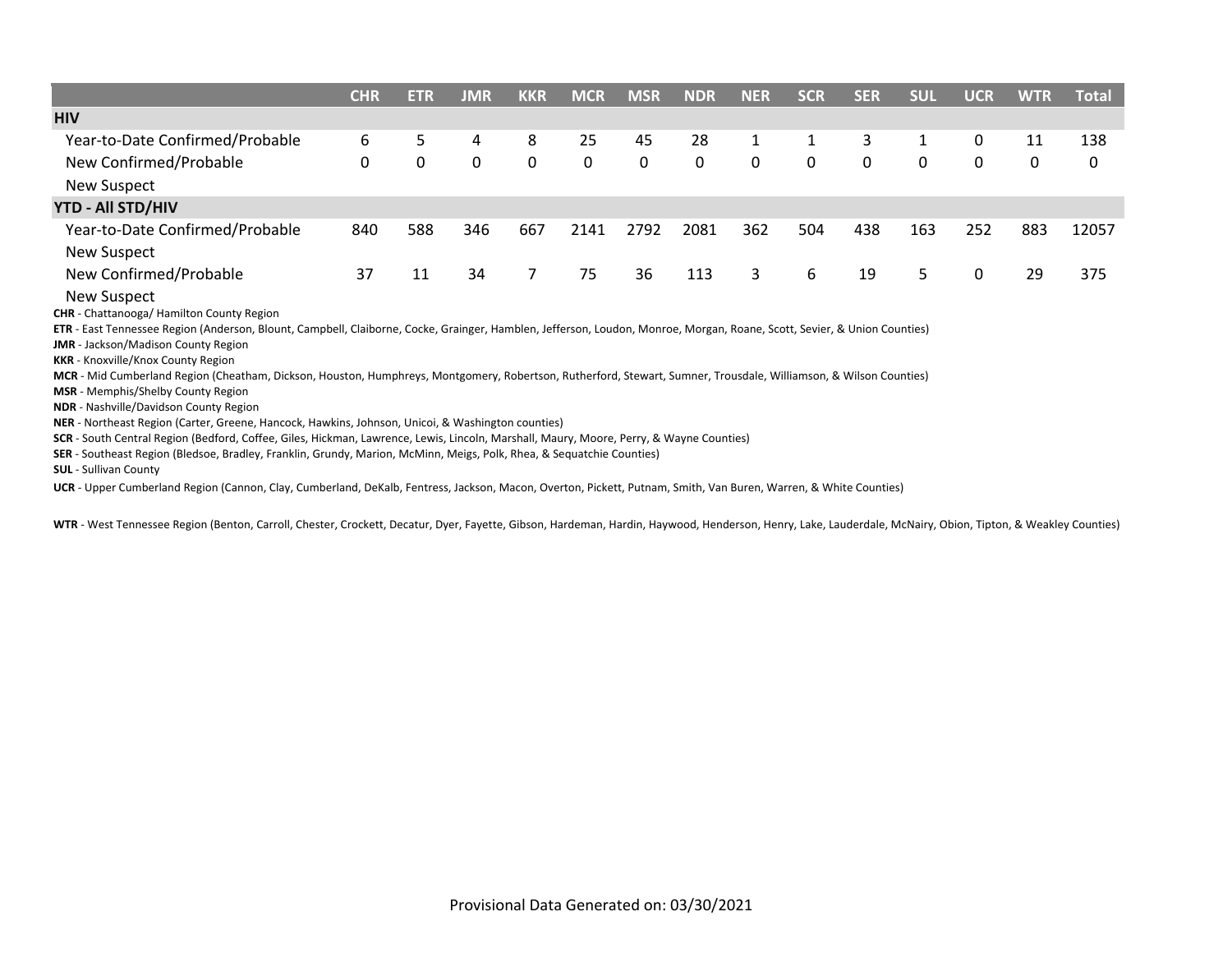| | CHR | ETR | JMR | KKR | MCR | MSR | NDR | NER | SCR | SER | SUL | UCR | WTR | Total |
|---|---|---|---|---|---|---|---|---|---|---|---|---|---|---|
| **HIV** | | | | | | | | | | | | | | |
| Year-to-Date Confirmed/Probable | 6 | 5 | 4 | 8 | 25 | 45 | 28 | 1 | 1 | 3 | 1 | 0 | 11 | 138 |
| New Confirmed/Probable | 0 | 0 | 0 | 0 | 0 | 0 | 0 | 0 | 0 | 0 | 0 | 0 | 0 | 0 |
| New Suspect | | | | | | | | | | | | | | |
| **YTD - All STD/HIV** | | | | | | | | | | | | | | |
| Year-to-Date Confirmed/Probable | 840 | 588 | 346 | 667 | 2141 | 2792 | 2081 | 362 | 504 | 438 | 163 | 252 | 883 | 12057 |
| New Suspect | | | | | | | | | | | | | | |
| New Confirmed/Probable | 37 | 11 | 34 | 7 | 75 | 36 | 113 | 3 | 6 | 19 | 5 | 0 | 29 | 375 |
| New Suspect | | | | | | | | | | | | | | |

**CHR** - Chattanooga/ Hamilton County Region

**ETR** - East Tennessee Region (Anderson, Blount, Campbell, Claiborne, Cocke, Grainger, Hamblen, Jefferson, Loudon, Monroe, Morgan, Roane, Scott, Sevier, & Union Counties)

**JMR** - Jackson/Madison County Region

**KKR** - Knoxville/Knox County Region

**MCR** - Mid Cumberland Region (Cheatham, Dickson, Houston, Humphreys, Montgomery, Robertson, Rutherford, Stewart, Sumner, Trousdale, Williamson, & Wilson Counties)

**MSR** - Memphis/Shelby County Region

**NDR** - Nashville/Davidson County Region

**NER** - Northeast Region (Carter, Greene, Hancock, Hawkins, Johnson, Unicoi, & Washington counties)

**SCR** - South Central Region (Bedford, Coffee, Giles, Hickman, Lawrence, Lewis, Lincoln, Marshall, Maury, Moore, Perry, & Wayne Counties)

**SER** - Southeast Region (Bledsoe, Bradley, Franklin, Grundy, Marion, McMinn, Meigs, Polk, Rhea, & Sequatchie Counties)

**SUL** - Sullivan County

**UCR** - Upper Cumberland Region (Cannon, Clay, Cumberland, DeKalb, Fentress, Jackson, Macon, Overton, Pickett, Putnam, Smith, Van Buren, Warren, & White Counties)

**WTR** - West Tennessee Region (Benton, Carroll, Chester, Crockett, Decatur, Dyer, Fayette, Gibson, Hardeman, Hardin, Haywood, Henderson, Henry, Lake, Lauderdale, McNairy, Obion, Tipton, & Weakley Counties)

Provisional Data Generated on: 03/30/2021